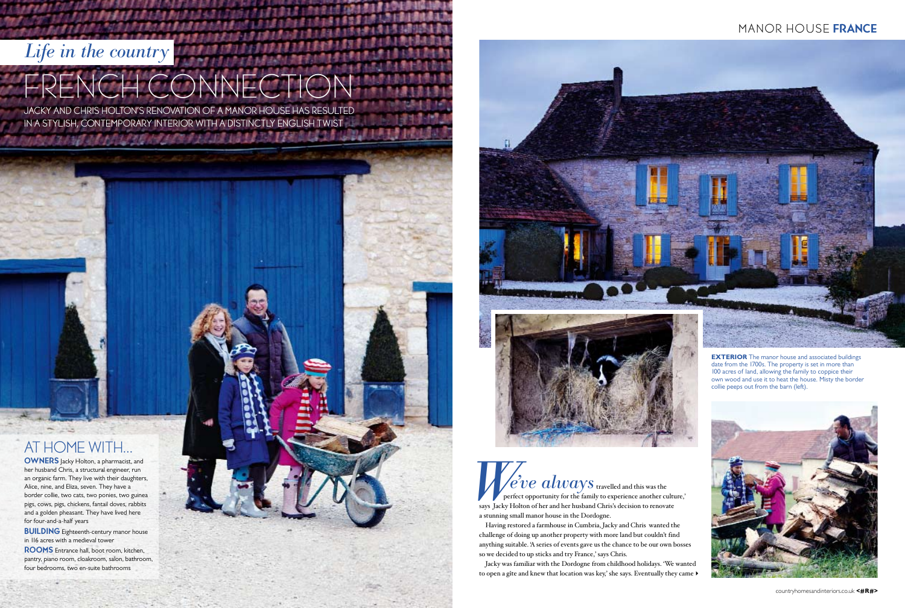*Life in the country*

# FRENCH CONNECTION

JACKY AND CHRIS HOLTON'S RENOVATION OF A MANOR HOUSE HAS RESULTED IN A STYLISH, CONTEMPORARY INTERIOR WITH A DISTINCTLY ENGLISH TWIST

## AT HOME WITH...

**OWNERS** Jacky Holton, a pharmacist, and her husband Chris, a structural engineer, run an organic farm. They live with their daughters, Alice, nine, and Eliza, seven. They have a border collie, two cats, two ponies, two guinea pigs, cows, pigs, chickens, fantail doves, rabbits and a golden pheasant. They have lived here for four-and-a-half years

**BUILDING** Eighteenth-century manor house in 116 acres with a medieval tower

**ROOMS** Entrance hall, boot room, kitchen, pantry, piano room, cloakroom, salon, bathroom, four bedrooms, two en-suite bathrooms

**EXTERIOR** The manor house and associated buildings date from the 1700s. The property is set in more than 100 acres of land, allowing the family to coppice their own wood and use it to heat the house. Misty the border collie peeps out from the barn (left).

*'We've always* travelled and this was the perfect opportunity for the family to experience another culture,' says Jacky Holton of her and her husband Chris's decision to renovate a stunning small manor house in the Dordogne.

Having restored a farmhouse in Cumbria, Jacky and Chris wanted the challenge of doing up another property with more land but couldn't find anything suitable. 'A series of events gave us the chance to be our own bosses so we decided to up sticks and try France,' says Chris.

Jacky was familiar with the Dordogne from childhood holidays. 'We wanted to open a gite and knew that location was key,' she says. Eventually they came ▸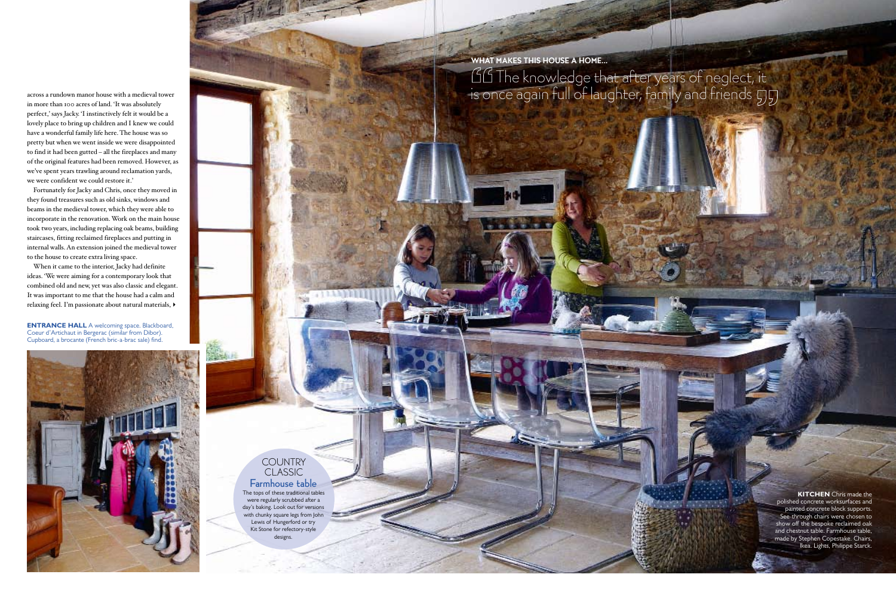across a rundown manor house with a medieval tower in more than 100 acres of land. 'It was absolutely perfect,' says Jacky. 'I instinctively felt it would be a lovely place to bring up children and I knew we could have a wonderful family life here. The house was so pretty but when we went inside we were disappointed to find it had been gutted – all the fireplaces and many of the original features had been removed. However, as we've spent years trawling around reclamation yards, we were confident we could restore it.'

Fortunately for Jacky and Chris, once they moved in they found treasures such as old sinks, windows and beams in the medieval tower, which they were able to incorporate in the renovation. Work on the main house took two years, including replacing oak beams, building staircases, fitting reclaimed fireplaces and putting in internal walls. An extension joined the medieval tower to the house to create extra living space.

When it came to the interior, Jacky had definite ideas. 'We were aiming for a contemporary look that combined old and new, yet was also classic and elegant. It was important to me that the house had a calm and relaxing feel. I'm passionate about natural materials, ▸

**ENTRANCE HALL** A welcoming space. Blackboard, Coeur d'Artichaut in Bergerac (similar from Dibor). Cupboard, a brocante (French bric-a-brac sale) find.

**WHAT MAKES THIS HOUSE A HOME...**

"The knowledge that after years of neglect, it is once again full of laughter, family and friends"

## COUNTRY CLASSIC

### Farmhouse table

The tops of these traditional tables were regularly scrubbed after a day's baking. Look out for versions with chunky square legs from John Lewis of Hungerford or try Kit Stone for refectory-style designs.

**KITCHEN** Chris made the polished concrete worksurfaces and painted concrete block supports. See-through chairs were chosen to show off the bespoke reclaimed oak and chestnut table. Farmhouse table, made by Stephen Copestake. Chairs, Ikea. Lights, Philippe Starck.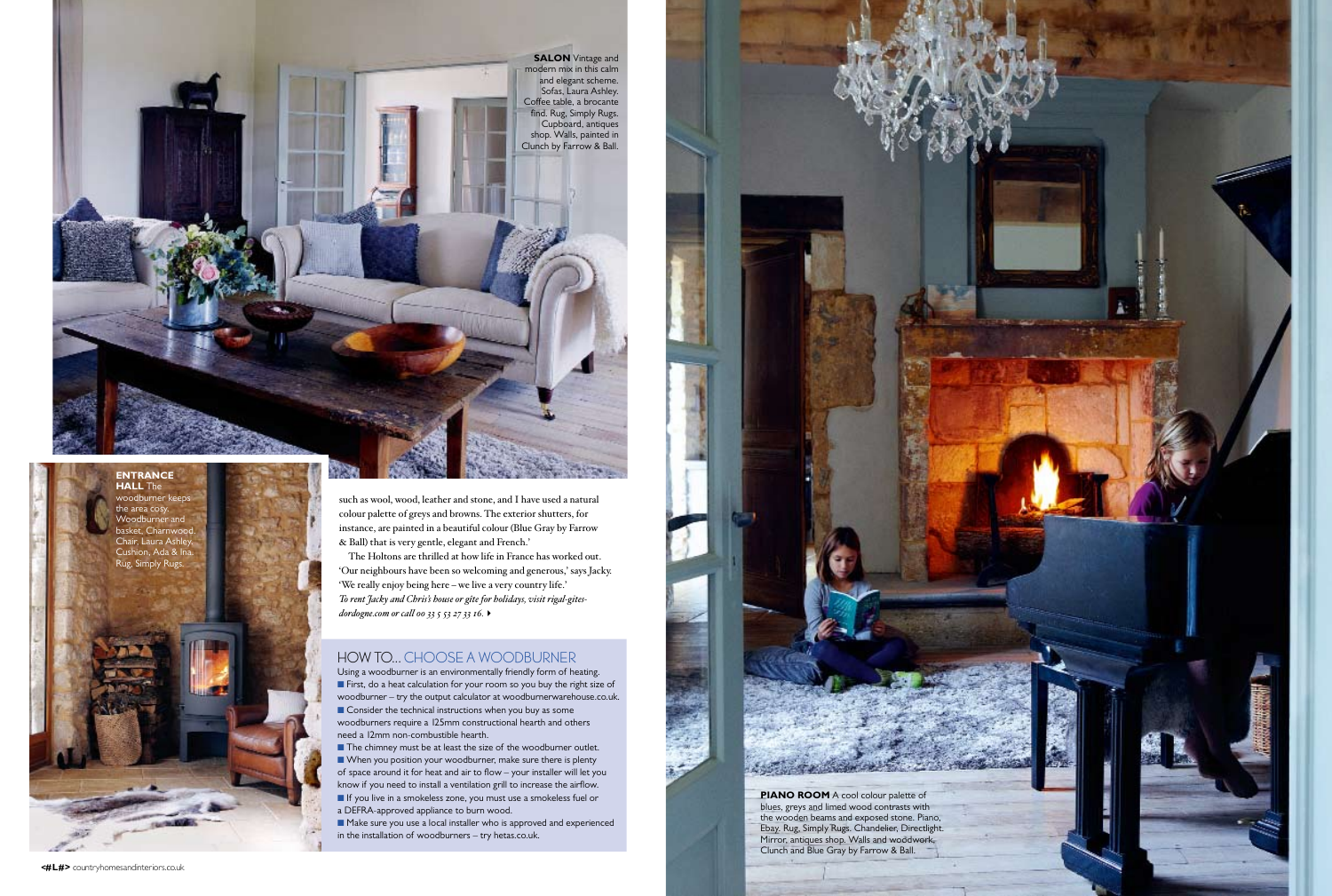**SALON** Vintage and modern mix in this calm and elegant scheme. Sofas, Laura Ashley. Coffee table, a brocante find. Rug, Simply Rugs. Cupboard, antiques shop. Walls, painted in Clunch by Farrow & Ball.

**ENTRANCE HALL** The woodburner keeps the area cosy. Woodburner and basket, Charnwood. Chair, Laura Ashley. Cushion, Ada & Ina. Rug, Simply Rugs.

such as wool, wood, leather and stone, and I have used a natural colour palette of greys and browns. The exterior shutters, for instance, are painted in a beautiful colour (Blue Gray by Farrow & Ball) that is very gentle, elegant and French.'

The Holtons are thrilled at how life in France has worked out. 'Our neighbours have been so welcoming and generous,' says Jacky. 'We really enjoy being here – we live a very country life.'

*To rent Jacky and Chris's house or gite for holidays, visit rigal-gites-dordogne.com or call 00 33 5 53 27 33 16.* ▸

## HOW TO... CHOOSE A WOODBURNER

Using a woodburner is an environmentally friendly form of heating.

- First, do a heat calculation for your room so you buy the right size of woodburner – try the output calculator at woodburnerwarehouse.co.uk.
- Consider the technical instructions when you buy as some woodburners require a 125mm constructional hearth and others need a 12mm non-combustible hearth.
- The chimney must be at least the size of the woodburner outlet.
- When you position your woodburner, make sure there is plenty of space around it for heat and air to flow – your installer will let you know if you need to install a ventilation grill to increase the airflow.
- If you live in a smokeless zone, you must use a smokeless fuel or a DEFRA-approved appliance to burn wood.
- Make sure you use a local installer who is approved and experienced in the installation of woodburners – try hetas.co.uk.

**PIANO ROOM** A cool colour palette of blues, greys and limed wood contrasts with the wooden beams and exposed stone. Piano, Ebay. Rug, Simply Rugs. Chandelier, Directlight. Mirror, antiques shop. Walls and woodwork, Clunch and Blue Gray by Farrow & Ball.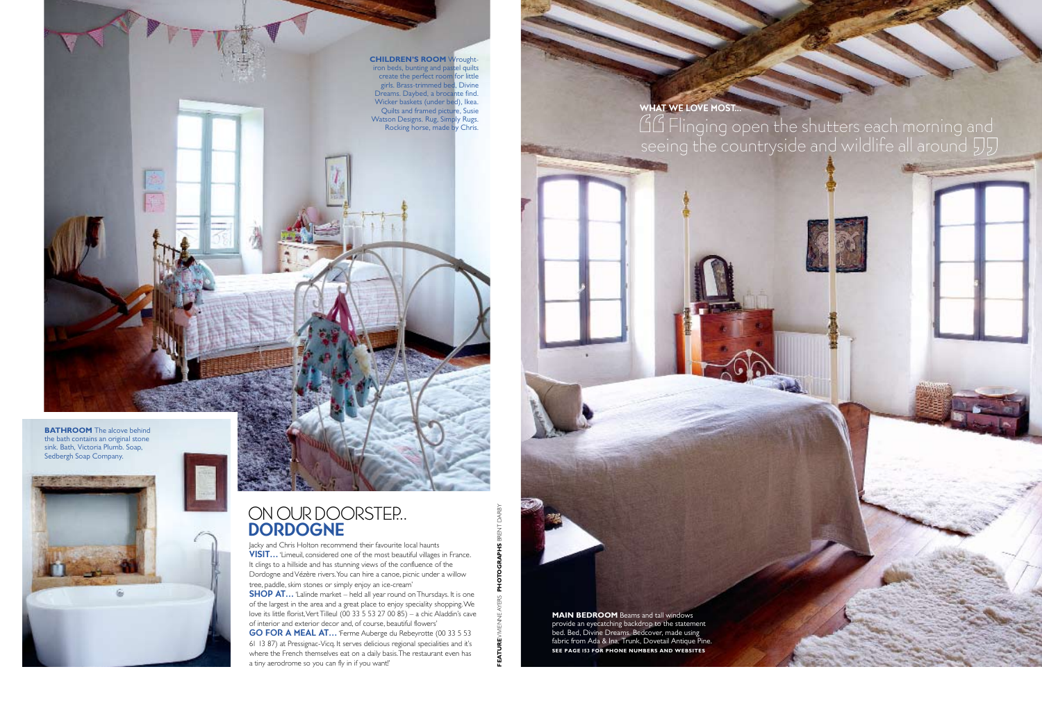**CHILDREN'S ROOM** Wrought-iron beds, bunting and pastel quilts create the perfect room for little girls. Brass-trimmed bed, Divine Dreams. Daybed, a brocante find. Wicker baskets (under bed), Ikea. Quilts and framed picture, Susie Watson Designs. Rug, Simply Rugs. Rocking horse, made by Chris.

**BATHROOM** The alcove behind the bath contains an original stone sink. Bath, Victoria Plumb. Soap, Sedbergh Soap Company.

## ON OUR DOORSTEP... **DORDOGNE**

Jacky and Chris Holton recommend their favourite local haunts

**VISIT…** 'Limeuil, considered one of the most beautiful villages in France. It clings to a hillside and has stunning views of the confluence of the Dordogne and Vézère rivers. You can hire a canoe, picnic under a willow tree, paddle, skim stones or simply enjoy an ice-cream'

**SHOP AT…** 'Lalinde market – held all year round on Thursdays. It is one of the largest in the area and a great place to enjoy speciality shopping. We love its little florist, Vert Tilleul (00 33 5 53 27 00 85) – a chic Aladdin's cave of interior and exterior decor and, of course, beautiful flowers'

**GO FOR A MEAL AT…** 'Ferme Auberge du Rebeyrotte (00 33 5 53 61 13 87) at Pressignac-Vicq. It serves delicious regional specialities and it's where the French themselves eat on a daily basis. The restaurant even has a tiny aerodrome so you can fly in if you want!'

**FEATURE** VIVIENNE AYERS **PHOTOGRAPHS** BRENT DARBY

**WHAT WE LOVE MOST...**

"Flinging open the shutters each morning and seeing the countryside and wildlife all around"

**MAIN BEDROOM** Beams and tall windows provide an eyecatching backdrop to the statement bed. Bed, Divine Dreams. Bedcover, made using fabric from Ada & Ina. Trunk, Dovetail Antique Pine.

**SEE PAGE 153 FOR PHONE NUMBERS AND WEBSITES**